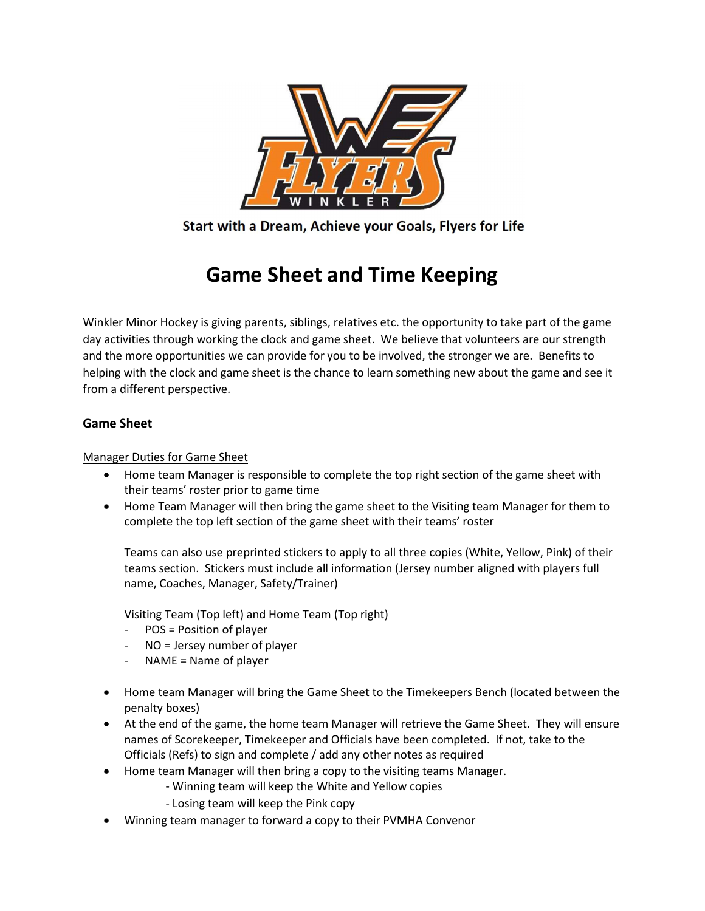Start with a Dream, Achieve your Goals, Flyers for Life

# Game Sheet and Time Keeping

Winkler Minor Hockey is giving parents, siblings, relatives etc. the opportunity to take part of the game day activities through working the clock and game sheet. We believe that volunteers are our strength and the more opportunities we can provide for you to be involved, the stronger we are. Benefits to helping with the clock and game sheet is the chance to learn something new about the game and see it from a different perspective.

### Game Sheet

Manager Duties for Game Sheet

- Home team Manager is responsible to complete the top right section of the game sheet with their teams' roster prior to game time
- Home Team Manager will then bring the game sheet to the Visiting team Manager for them to complete the top left section of the game sheet with their teams' roster

  Teams can also use preprinted stickers to apply to all three copies (White, Yellow, Pink) of their teams section. Stickers must include all information (Jersey number aligned with players full name, Coaches, Manager, Safety/Trainer)

  Visiting Team (Top left) and Home Team (Top right)
  - POS = Position of player
  - NO = Jersey number of player
  - NAME = Name of player

- Home team Manager will bring the Game Sheet to the Timekeepers Bench (located between the penalty boxes)
- At the end of the game, the home team Manager will retrieve the Game Sheet. They will ensure names of Scorekeeper, Timekeeper and Officials have been completed. If not, take to the Officials (Refs) to sign and complete / add any other notes as required
- Home team Manager will then bring a copy to the visiting teams Manager.
  - Winning team will keep the White and Yellow copies
  - Losing team will keep the Pink copy
- Winning team manager to forward a copy to their PVMHA Convenor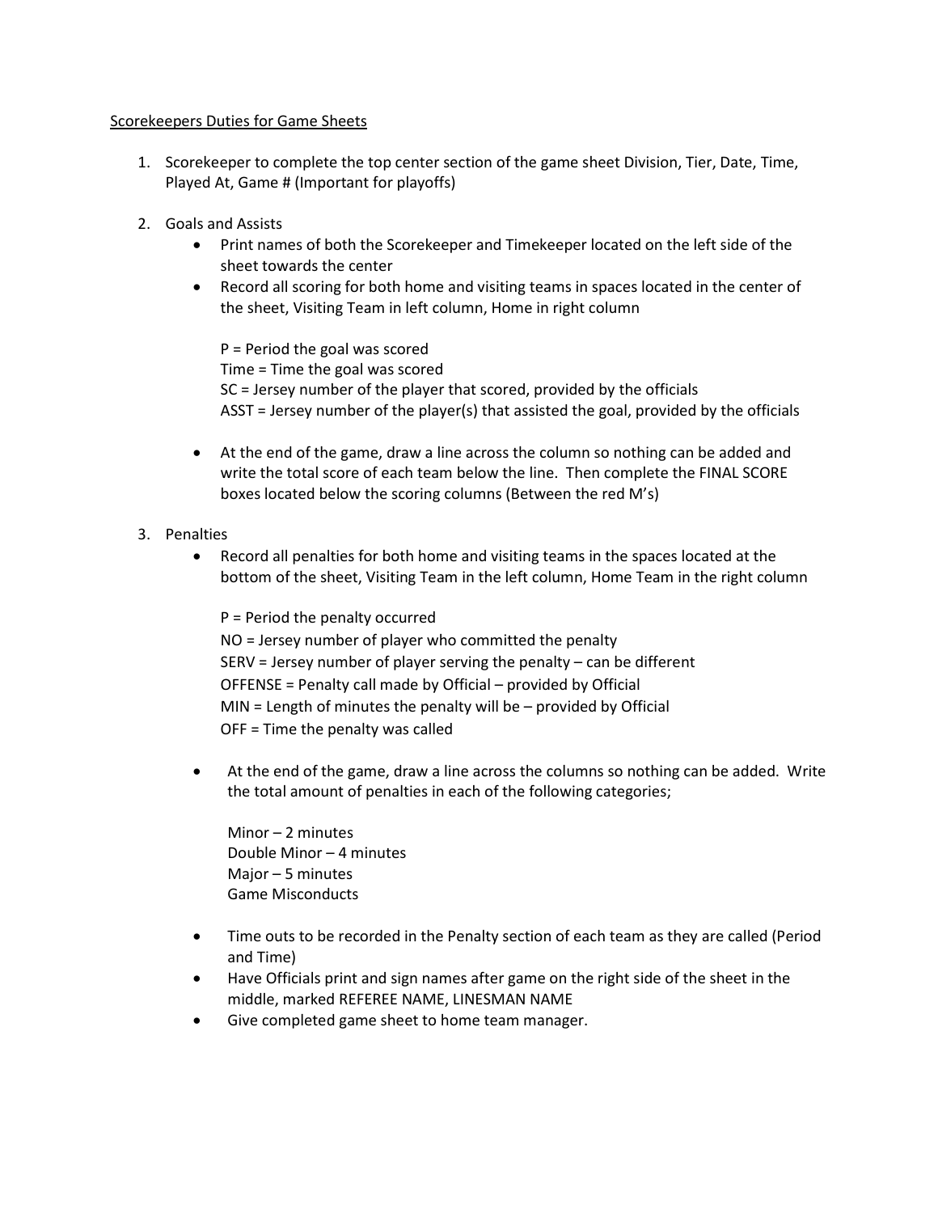Scorekeepers Duties for Game Sheets

1. Scorekeeper to complete the top center section of the game sheet Division, Tier, Date, Time, Played At, Game # (Important for playoffs)

2. Goals and Assists
    - Print names of both the Scorekeeper and Timekeeper located on the left side of the sheet towards the center
    - Record all scoring for both home and visiting teams in spaces located in the center of the sheet, Visiting Team in left column, Home in right column

      P = Period the goal was scored
      Time = Time the goal was scored
      SC = Jersey number of the player that scored, provided by the officials
      ASST = Jersey number of the player(s) that assisted the goal, provided by the officials

    - At the end of the game, draw a line across the column so nothing can be added and write the total score of each team below the line. Then complete the FINAL SCORE boxes located below the scoring columns (Between the red M's)

3. Penalties
    - Record all penalties for both home and visiting teams in the spaces located at the bottom of the sheet, Visiting Team in the left column, Home Team in the right column

      P = Period the penalty occurred
      NO = Jersey number of player who committed the penalty
      SERV = Jersey number of player serving the penalty – can be different
      OFFENSE = Penalty call made by Official – provided by Official
      MIN = Length of minutes the penalty will be – provided by Official
      OFF = Time the penalty was called

    - At the end of the game, draw a line across the columns so nothing can be added. Write the total amount of penalties in each of the following categories;

      Minor – 2 minutes
      Double Minor – 4 minutes
      Major – 5 minutes
      Game Misconducts

    - Time outs to be recorded in the Penalty section of each team as they are called (Period and Time)
    - Have Officials print and sign names after game on the right side of the sheet in the middle, marked REFEREE NAME, LINESMAN NAME
    - Give completed game sheet to home team manager.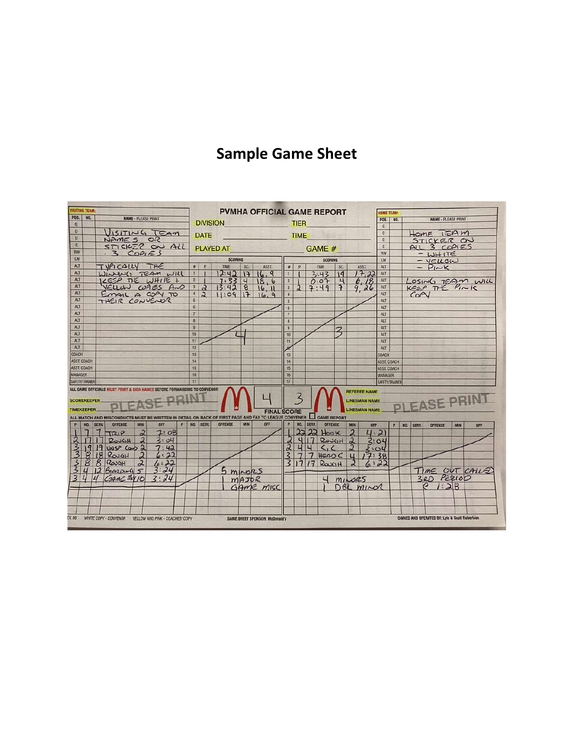# Sample Game Sheet

## PVMHA OFFICIAL GAME REPORT

DIVISION ____ TIER ____
DATE ____ TIME ____
PLAYED AT ____ GAME # ____

**VISITING TEAM:**

VISITING TEAM NAMES OR STICKER ON ALL 3 COPIES

TYPICALLY THE WINNING TEAM WILL KEEP THE WHITE + YELLOW COPIES AND EMAIL A COPY TO THEIR CONVENOR

**HOME TEAM:**

HOME TEAM STICKER ON ALL 3 COPIES
- WHITE
- YELLOW
- PINK

LOSING TEAM WILL KEEP THE PINK COPY

**SCORING (Visiting)**

| # | P. | TIME | SC. | ASST. |
|---|---|---|---|---|
| 1 | 1 | 12:42 | 17 | 16, 9 |
| 2 | 1 | 7:33 | 4 | 18, 6 |
| 3 | 2 | 13:42 | 8 | 16, 11 |
| 4 | 2 | 11:09 | 17 | 16, 9 |

Total: 4

**SCORING (Home)**

| # | P | TIME | SC. | ASST. |
|---|---|---|---|---|
| 1 | 1 | 3:43 | 19 | 17, 22 |
| 2 | 1 | 0:07 | 4 | 6, 18 |
| 3 | 2 | 7:49 | 7 | 9, 26 |

Total: 3

ALL GAME OFFICIALS MUST PRINT & SIGN NAMES BEFORE FORWARDING TO CONVENOR

SCOREKEEPER / TIMEKEEPER — PLEASE PRINT

FINAL SCORE: 4 – 3

REFEREE NAME / LINESMAN NAME / LINESMAN NAME — PLEASE PRINT

ALL MATCH AND MISCONDUCTS MUST BE WRITTEN IN DETAIL ON BACK OF FIRST PAGE AND FAX TO LEAGUE CONVENER ☐ GAME REPORT

**Penalties (Visiting)**

| P | NO. | SERV. | OFFENSE | MIN | OFF |
|---|---|---|---|---|---|
| 1 | 7 | 7 | TRIP | 2 | 7:08 |
| 2 | 17 | 17 | ROUGH | 2 | 3:04 |
| 3 | 19 | 19 | UNSP CON | 2 | 7:42 |
| 3 | 8 | 18 | ROUGH | 2 | 6:22 |
| 3 | 8 | 8 | ROUGH | 2 | 6:22 |
| 3 | 4 | 12 | BOARDING | 5 | 3:24 |
| 3 | 4 | 4 | GAME MIS | 10 | 3:24 |

5 MINORS
1 MAJOR
1 GAME MISC

**Penalties (Home)**

| P | NO. | SERV. | OFFENSE | MIN | OFF |
|---|---|---|---|---|---|
| 1 | 22 | 22 | HOOK | 2 | 4:21 |
| 2 | 4 | 17 | ROUGH | 2 | 3:04 |
| 2 | 4 | 4 | C,C | 2 | 3:04 |
| 3 | 7 | 7 | HEAD C | 4 | 17:38 |
| 3 | 17 | 17 | ROUGH | 2 | 6:22 |

4 MINORS
1 DBL MINOR

TIME OUT CALLED 3RD PERIOD @ 1:28

WHITE COPY - CONVENOR YELLOW AND PINK - COACHES' COPY

GAME SHEET SPONSOR: McDonald's

OWNED AND OPERATED BY: Lyle & Scott Robertson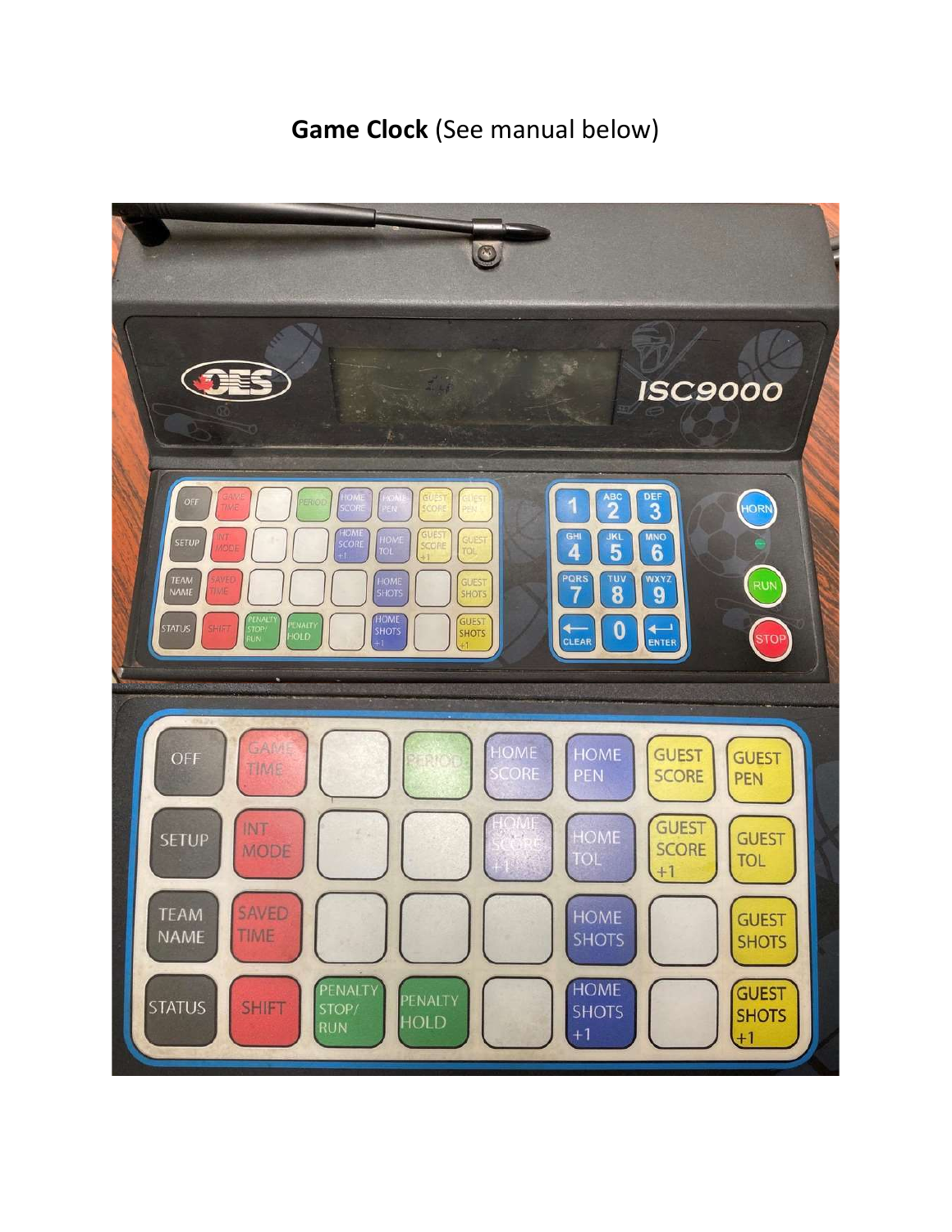**Game Clock** (See manual below)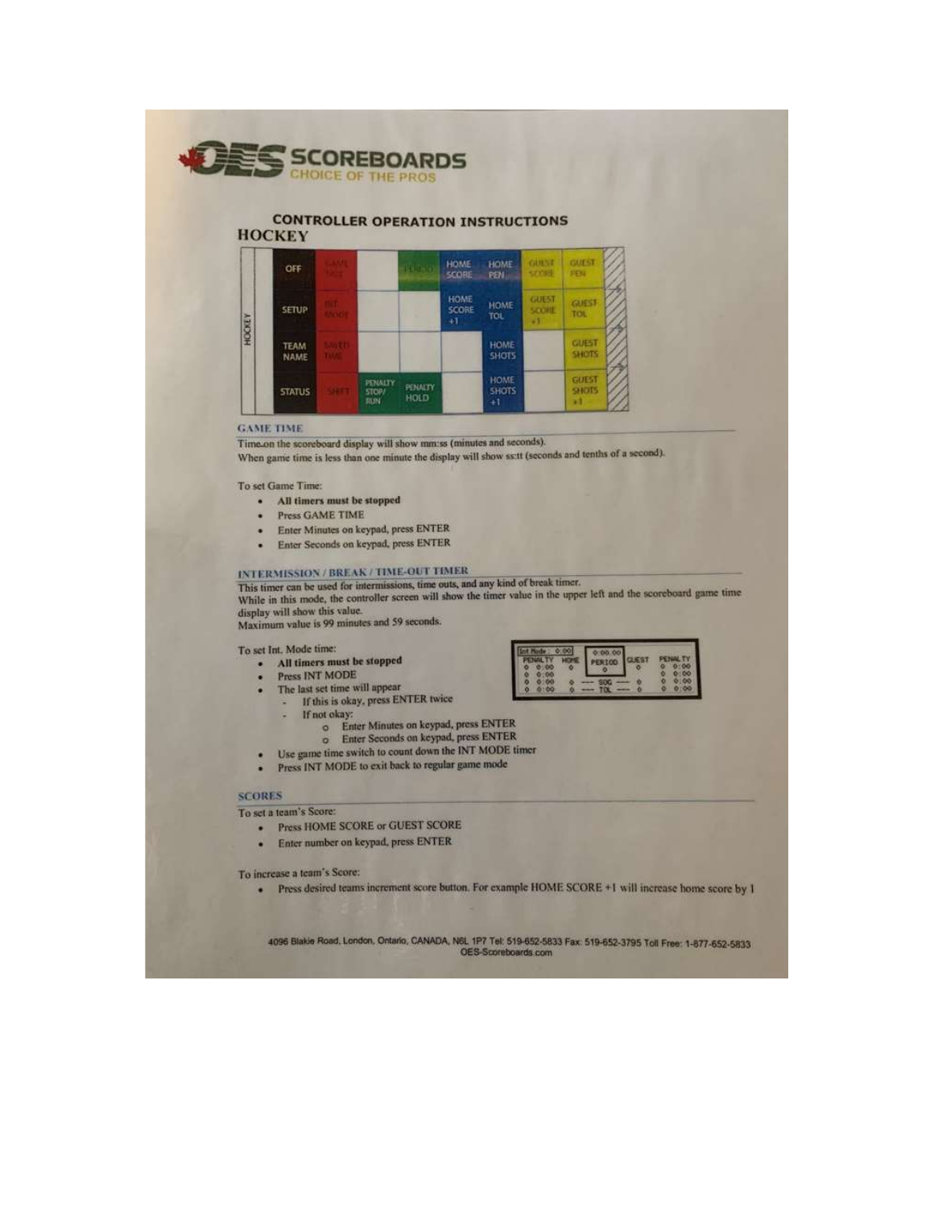# OES SCOREBOARDS
CHOICE OF THE PROS

## CONTROLLER OPERATION INSTRUCTIONS
## HOCKEY

| HOCKEY | | | | | | | | | |
|---|---|---|---|---|---|---|---|---|---|
| | OFF | GAME TIME | | PERIOD | HOME SCORE | HOME PEN | GUEST SCORE | GUEST PEN | |
| | SETUP | INT MODE | | | HOME SCORE +1 | HOME TOL | GUEST SCORE +1 | GUEST TOL | |
| | TEAM NAME | SAVED TIME | | | | HOME SHOTS | | GUEST SHOTS | |
| | STATUS | SHIFT | PENALTY STOP/ RUN | PENALTY HOLD | | HOME SHOTS +1 | | GUEST SHOTS +1 | |

### GAME TIME

Time on the scoreboard display will show mm:ss (minutes and seconds).
When game time is less than one minute the display will show ss:tt (seconds and tenths of a second).

To set Game Time:

- **All timers must be stopped**
- Press GAME TIME
- Enter Minutes on keypad, press ENTER
- Enter Seconds on keypad, press ENTER

### INTERMISSION / BREAK / TIME-OUT TIMER

This timer can be used for intermissions, time outs, and any kind of break timer.
While in this mode, the controller screen will show the timer value in the upper left and the scoreboard game time display will show this value.
Maximum value is 99 minutes and 59 seconds.

To set Int. Mode time:

- **All timers must be stopped**
- Press INT MODE
- The last set time will appear
  - If this is okay, press ENTER twice
  - If not okay:
    - Enter Minutes on keypad, press ENTER
    - Enter Seconds on keypad, press ENTER
- Use game time switch to count down the INT MODE timer
- Press INT MODE to exit back to regular game mode

```
Int Mode : 0:00     0:00.00
PENALTY   HOME    PERIOD   GUEST   PENALTY
0  0:00   0         0        0     0  0:00
0  0:00                            0  0:00
0  0:00   0  --- SOG ---     0     0  0:00
0  0:00   0  --- TOL ---     0     0  0:00
```

### SCORES

To set a team's Score:

- Press HOME SCORE or GUEST SCORE
- Enter number on keypad, press ENTER

To increase a team's Score:

- Press desired teams increment score button. For example HOME SCORE +1 will increase home score by 1

4096 Blakie Road, London, Ontario, CANADA, N6L 1P7 Tel: 519-652-5833 Fax: 519-652-3795 Toll Free: 1-877-652-5833
OES-Scoreboards.com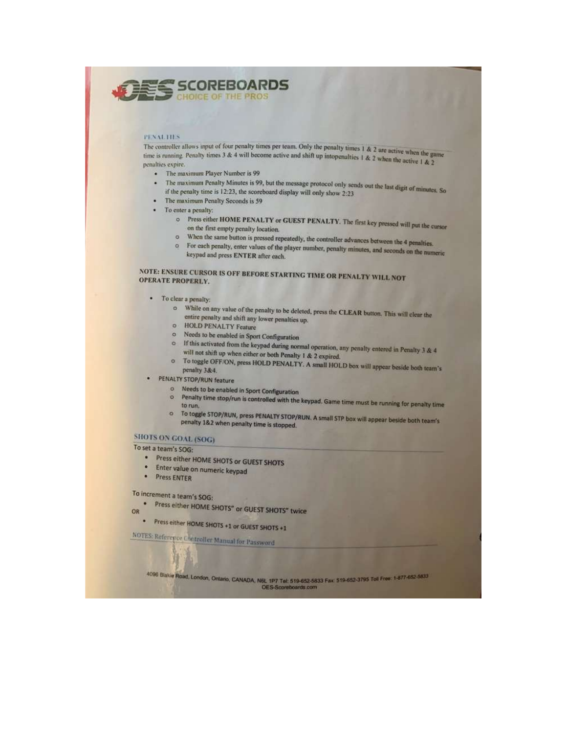## PENALTIES

The controller allows input of four penalty times per team. Only the penalty times 1 & 2 are active when the game time is running. Penalty times 3 & 4 will become active and shift up intopenalties 1 & 2 when the active 1 & 2 penalties expire.

- The maximum Player Number is 99
- The maximum Penalty Minutes is 99, but the message protocol only sends out the last digit of minutes. So if the penalty time is 12:23, the scoreboard display will only show 2:23
- The maximum Penalty Seconds is 59
- To enter a penalty:
  - Press either **HOME PENALTY** or **GUEST PENALTY**. The first key pressed will put the cursor on the first empty penalty location.
  - When the same button is pressed repeatedly, the controller advances between the 4 penalties.
  - For each penalty, enter values of the player number, penalty minutes, and seconds on the numeric keypad and press **ENTER** after each.

**NOTE: ENSURE CURSOR IS OFF BEFORE STARTING TIME OR PENALTY WILL NOT OPERATE PROPERLY.**

- To clear a penalty:
  - While on any value of the penalty to be deleted, press the **CLEAR** button. This will clear the entire penalty and shift any lower penalties up.
  - HOLD PENALTY Feature
  - Needs to be enabled in Sport Configuration
  - If this activated from the keypad during normal operation, any penalty entered in Penalty 3 & 4 will not shift up when either or both Penalty 1 & 2 expired.
  - To toggle OFF/ON, press HOLD PENALTY. A small HOLD box will appear beside both team's penalty 3&4.
- PENALTY STOP/RUN feature
  - Needs to be enabled in Sport Configuration
  - Penalty time stop/run is controlled with the keypad. Game time must be running for penalty time to run.
  - To toggle STOP/RUN, press PENALTY STOP/RUN. A small STP box will appear beside both team's penalty 1&2 when penalty time is stopped.

## SHOTS ON GOAL (SOG)

To set a team's SOG:

- Press either HOME SHOTS or GUEST SHOTS
- Enter value on numeric keypad
- Press ENTER

To increment a team's SOG:

- Press either HOME SHOTS" or GUEST SHOTS" twice

OR

- Press either HOME SHOTS +1 or GUEST SHOTS +1

NOTES: Reference Controller Manual for Password